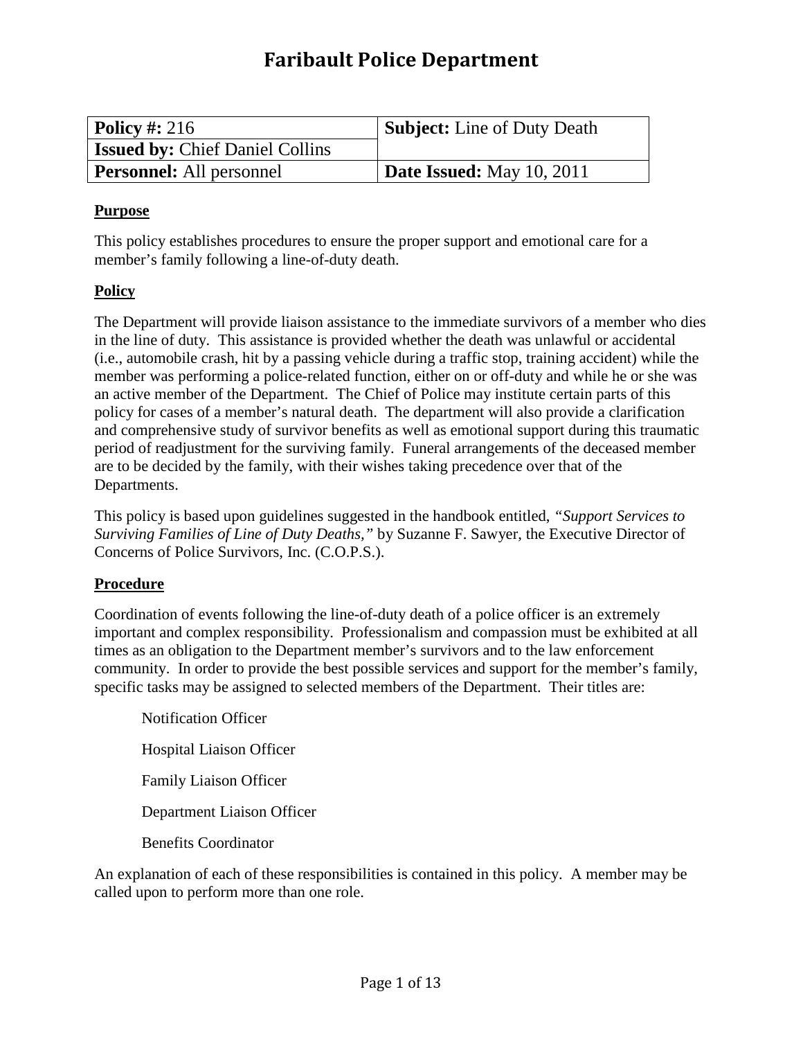# Faribault Police Department

| **Policy #:** 216 | **Subject:** Line of Duty Death |
|---|---|
| **Issued by:** Chief Daniel Collins | |
| **Personnel:** All personnel | **Date Issued:** May 10, 2011 |

**Purpose**

This policy establishes procedures to ensure the proper support and emotional care for a member's family following a line-of-duty death.

**Policy**

The Department will provide liaison assistance to the immediate survivors of a member who dies in the line of duty. This assistance is provided whether the death was unlawful or accidental (i.e., automobile crash, hit by a passing vehicle during a traffic stop, training accident) while the member was performing a police-related function, either on or off-duty and while he or she was an active member of the Department. The Chief of Police may institute certain parts of this policy for cases of a member's natural death. The department will also provide a clarification and comprehensive study of survivor benefits as well as emotional support during this traumatic period of readjustment for the surviving family. Funeral arrangements of the deceased member are to be decided by the family, with their wishes taking precedence over that of the Departments.

This policy is based upon guidelines suggested in the handbook entitled, *"Support Services to Surviving Families of Line of Duty Deaths,"* by Suzanne F. Sawyer, the Executive Director of Concerns of Police Survivors, Inc. (C.O.P.S.).

**Procedure**

Coordination of events following the line-of-duty death of a police officer is an extremely important and complex responsibility. Professionalism and compassion must be exhibited at all times as an obligation to the Department member's survivors and to the law enforcement community. In order to provide the best possible services and support for the member's family, specific tasks may be assigned to selected members of the Department. Their titles are:

- Notification Officer
- Hospital Liaison Officer
- Family Liaison Officer
- Department Liaison Officer
- Benefits Coordinator

An explanation of each of these responsibilities is contained in this policy. A member may be called upon to perform more than one role.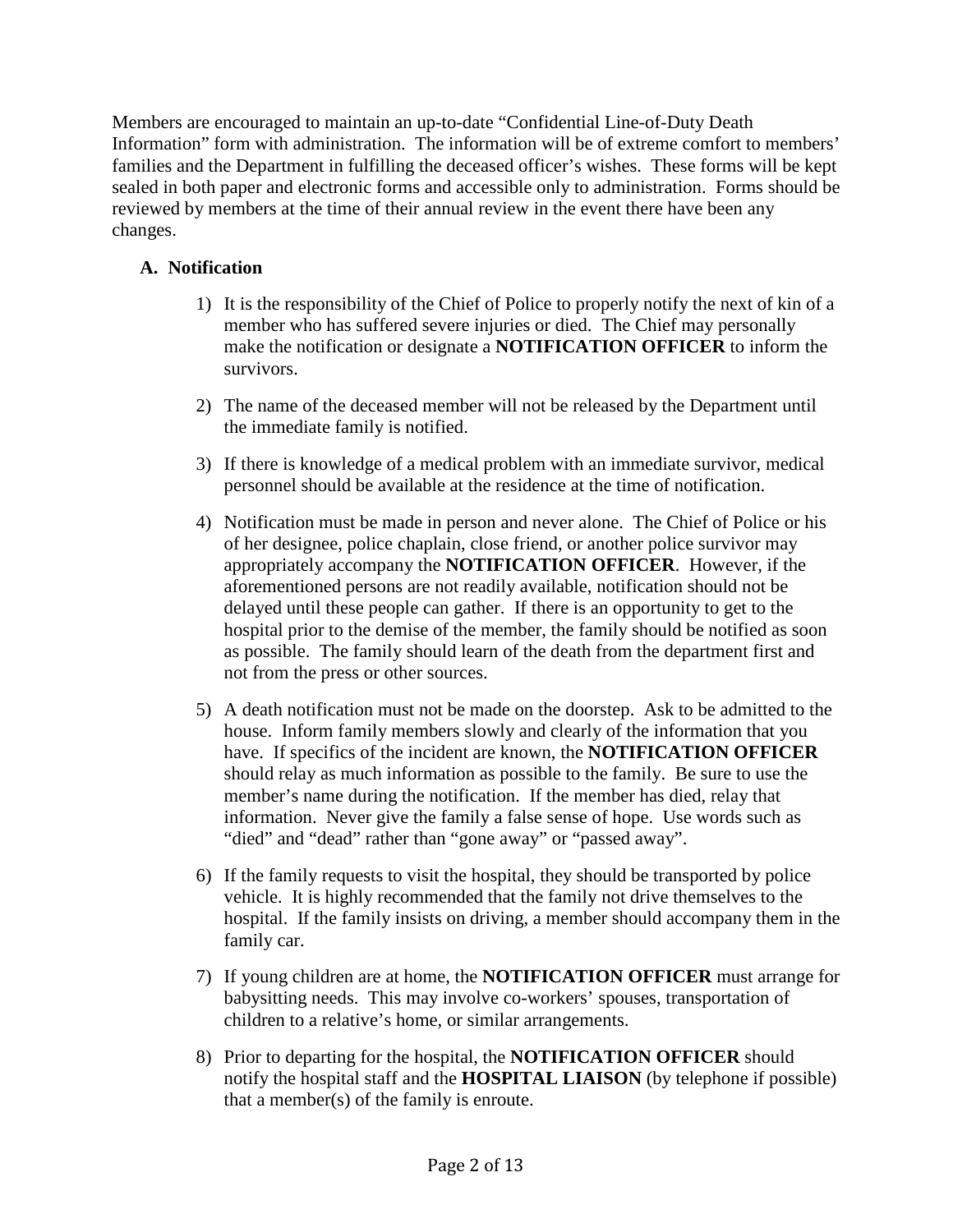Members are encouraged to maintain an up-to-date "Confidential Line-of-Duty Death Information" form with administration. The information will be of extreme comfort to members' families and the Department in fulfilling the deceased officer's wishes. These forms will be kept sealed in both paper and electronic forms and accessible only to administration. Forms should be reviewed by members at the time of their annual review in the event there have been any changes.

**A. Notification**

1) It is the responsibility of the Chief of Police to properly notify the next of kin of a member who has suffered severe injuries or died. The Chief may personally make the notification or designate a **NOTIFICATION OFFICER** to inform the survivors.

2) The name of the deceased member will not be released by the Department until the immediate family is notified.

3) If there is knowledge of a medical problem with an immediate survivor, medical personnel should be available at the residence at the time of notification.

4) Notification must be made in person and never alone. The Chief of Police or his of her designee, police chaplain, close friend, or another police survivor may appropriately accompany the **NOTIFICATION OFFICER**. However, if the aforementioned persons are not readily available, notification should not be delayed until these people can gather. If there is an opportunity to get to the hospital prior to the demise of the member, the family should be notified as soon as possible. The family should learn of the death from the department first and not from the press or other sources.

5) A death notification must not be made on the doorstep. Ask to be admitted to the house. Inform family members slowly and clearly of the information that you have. If specifics of the incident are known, the **NOTIFICATION OFFICER** should relay as much information as possible to the family. Be sure to use the member's name during the notification. If the member has died, relay that information. Never give the family a false sense of hope. Use words such as "died" and "dead" rather than "gone away" or "passed away".

6) If the family requests to visit the hospital, they should be transported by police vehicle. It is highly recommended that the family not drive themselves to the hospital. If the family insists on driving, a member should accompany them in the family car.

7) If young children are at home, the **NOTIFICATION OFFICER** must arrange for babysitting needs. This may involve co-workers' spouses, transportation of children to a relative's home, or similar arrangements.

8) Prior to departing for the hospital, the **NOTIFICATION OFFICER** should notify the hospital staff and the **HOSPITAL LIAISON** (by telephone if possible) that a member(s) of the family is enroute.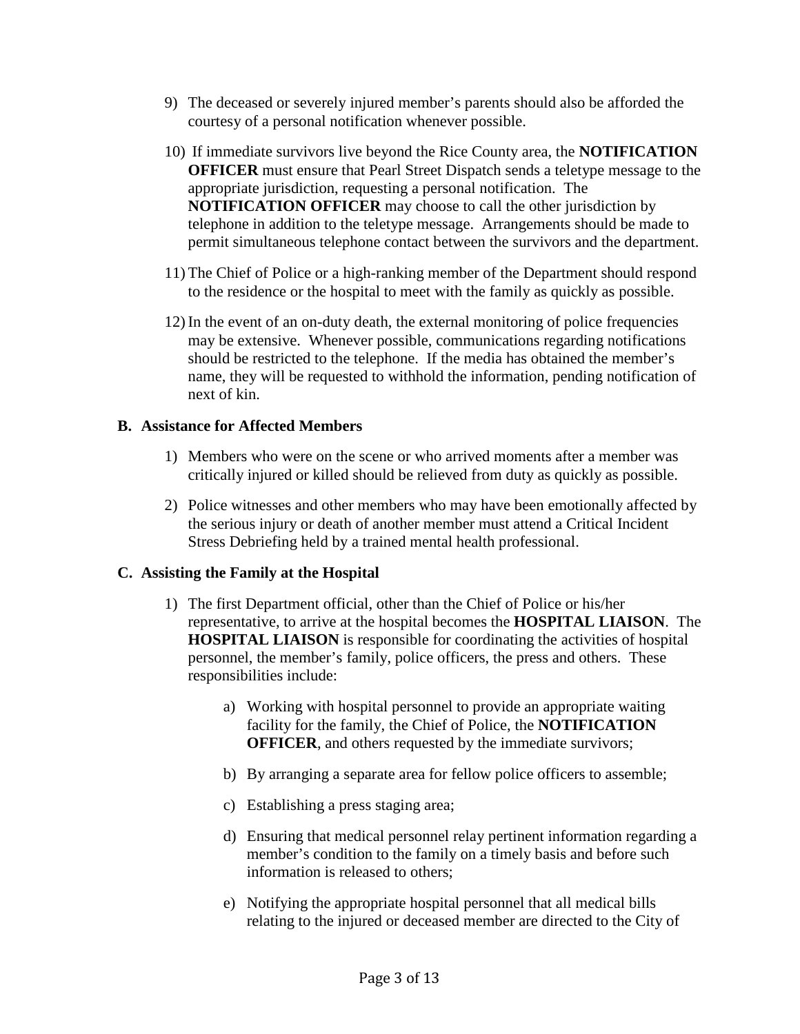9) The deceased or severely injured member's parents should also be afforded the courtesy of a personal notification whenever possible.

10) If immediate survivors live beyond the Rice County area, the **NOTIFICATION OFFICER** must ensure that Pearl Street Dispatch sends a teletype message to the appropriate jurisdiction, requesting a personal notification. The **NOTIFICATION OFFICER** may choose to call the other jurisdiction by telephone in addition to the teletype message. Arrangements should be made to permit simultaneous telephone contact between the survivors and the department.

11) The Chief of Police or a high-ranking member of the Department should respond to the residence or the hospital to meet with the family as quickly as possible.

12) In the event of an on-duty death, the external monitoring of police frequencies may be extensive. Whenever possible, communications regarding notifications should be restricted to the telephone. If the media has obtained the member's name, they will be requested to withhold the information, pending notification of next of kin.

**B. Assistance for Affected Members**

1) Members who were on the scene or who arrived moments after a member was critically injured or killed should be relieved from duty as quickly as possible.

2) Police witnesses and other members who may have been emotionally affected by the serious injury or death of another member must attend a Critical Incident Stress Debriefing held by a trained mental health professional.

**C. Assisting the Family at the Hospital**

1) The first Department official, other than the Chief of Police or his/her representative, to arrive at the hospital becomes the **HOSPITAL LIAISON**. The **HOSPITAL LIAISON** is responsible for coordinating the activities of hospital personnel, the member's family, police officers, the press and others. These responsibilities include:

    a) Working with hospital personnel to provide an appropriate waiting facility for the family, the Chief of Police, the **NOTIFICATION OFFICER**, and others requested by the immediate survivors;

    b) By arranging a separate area for fellow police officers to assemble;

    c) Establishing a press staging area;

    d) Ensuring that medical personnel relay pertinent information regarding a member's condition to the family on a timely basis and before such information is released to others;

    e) Notifying the appropriate hospital personnel that all medical bills relating to the injured or deceased member are directed to the City of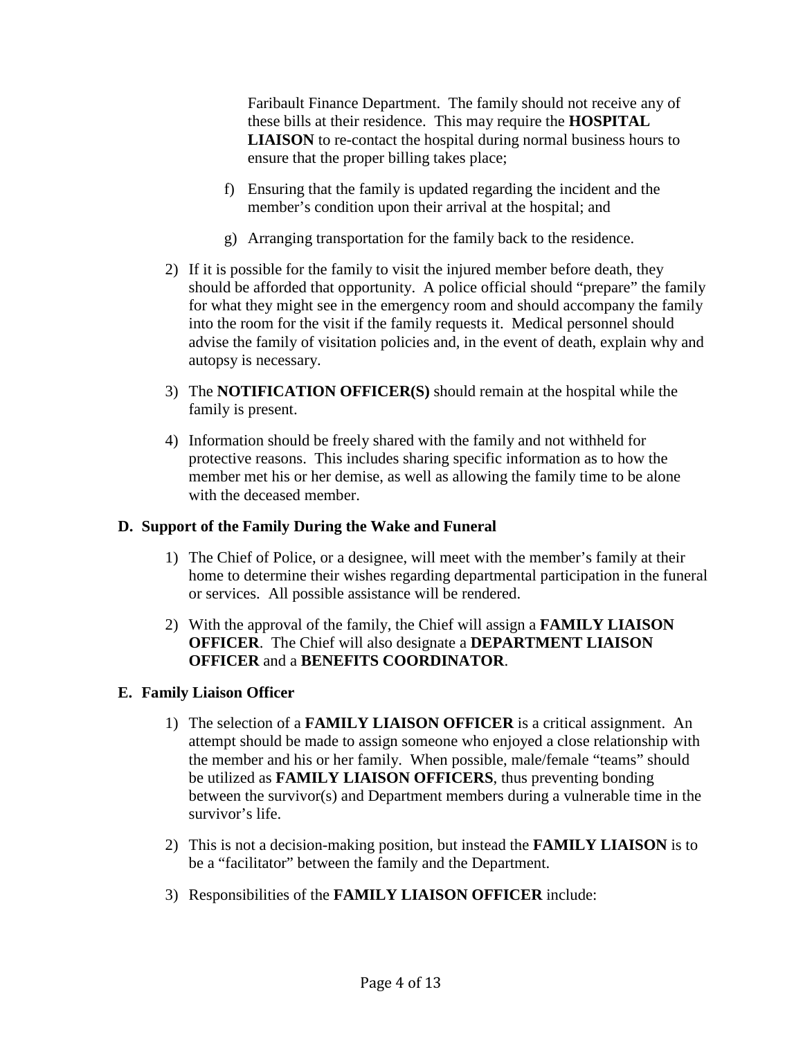Faribault Finance Department. The family should not receive any of these bills at their residence. This may require the **HOSPITAL LIAISON** to re-contact the hospital during normal business hours to ensure that the proper billing takes place;

f) Ensuring that the family is updated regarding the incident and the member's condition upon their arrival at the hospital; and

g) Arranging transportation for the family back to the residence.

2) If it is possible for the family to visit the injured member before death, they should be afforded that opportunity. A police official should "prepare" the family for what they might see in the emergency room and should accompany the family into the room for the visit if the family requests it. Medical personnel should advise the family of visitation policies and, in the event of death, explain why and autopsy is necessary.

3) The **NOTIFICATION OFFICER(S)** should remain at the hospital while the family is present.

4) Information should be freely shared with the family and not withheld for protective reasons. This includes sharing specific information as to how the member met his or her demise, as well as allowing the family time to be alone with the deceased member.

**D. Support of the Family During the Wake and Funeral**

1) The Chief of Police, or a designee, will meet with the member's family at their home to determine their wishes regarding departmental participation in the funeral or services. All possible assistance will be rendered.

2) With the approval of the family, the Chief will assign a **FAMILY LIAISON OFFICER**. The Chief will also designate a **DEPARTMENT LIAISON OFFICER** and a **BENEFITS COORDINATOR**.

**E. Family Liaison Officer**

1) The selection of a **FAMILY LIAISON OFFICER** is a critical assignment. An attempt should be made to assign someone who enjoyed a close relationship with the member and his or her family. When possible, male/female "teams" should be utilized as **FAMILY LIAISON OFFICERS**, thus preventing bonding between the survivor(s) and Department members during a vulnerable time in the survivor's life.

2) This is not a decision-making position, but instead the **FAMILY LIAISON** is to be a "facilitator" between the family and the Department.

3) Responsibilities of the **FAMILY LIAISON OFFICER** include: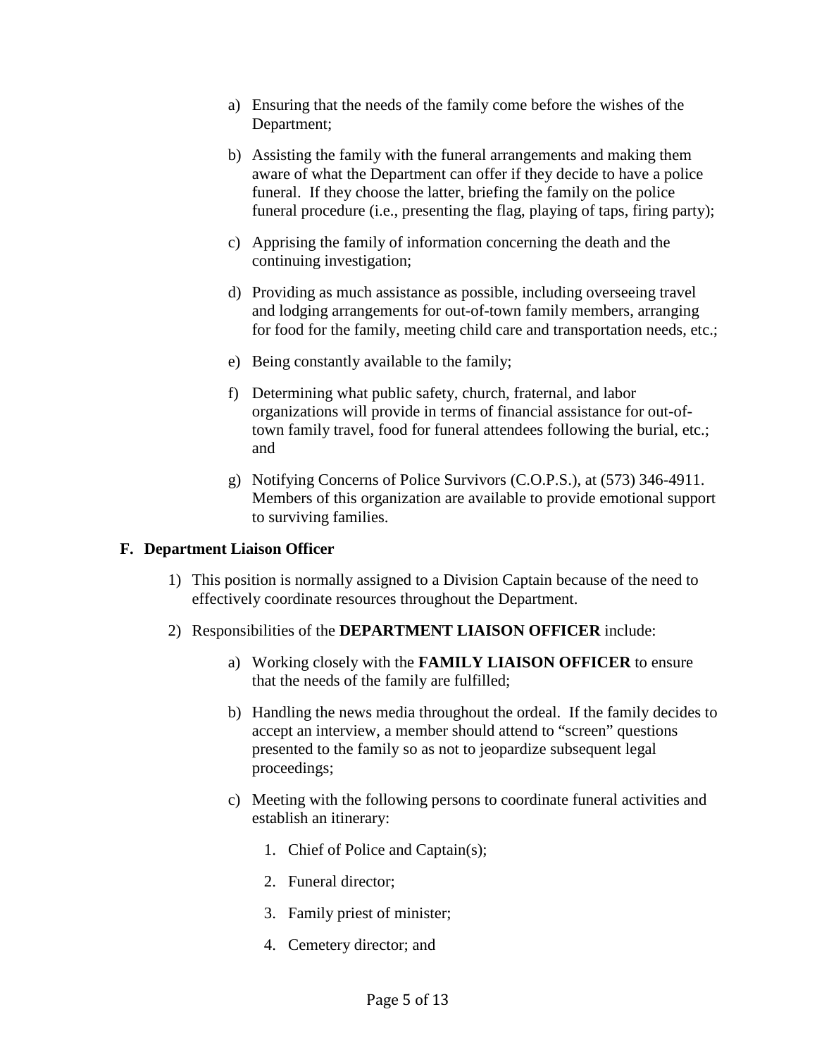a) Ensuring that the needs of the family come before the wishes of the Department;

b) Assisting the family with the funeral arrangements and making them aware of what the Department can offer if they decide to have a police funeral. If they choose the latter, briefing the family on the police funeral procedure (i.e., presenting the flag, playing of taps, firing party);

c) Apprising the family of information concerning the death and the continuing investigation;

d) Providing as much assistance as possible, including overseeing travel and lodging arrangements for out-of-town family members, arranging for food for the family, meeting child care and transportation needs, etc.;

e) Being constantly available to the family;

f) Determining what public safety, church, fraternal, and labor organizations will provide in terms of financial assistance for out-of-town family travel, food for funeral attendees following the burial, etc.; and

g) Notifying Concerns of Police Survivors (C.O.P.S.), at (573) 346-4911. Members of this organization are available to provide emotional support to surviving families.

**F. Department Liaison Officer**

1) This position is normally assigned to a Division Captain because of the need to effectively coordinate resources throughout the Department.

2) Responsibilities of the **DEPARTMENT LIAISON OFFICER** include:

a) Working closely with the **FAMILY LIAISON OFFICER** to ensure that the needs of the family are fulfilled;

b) Handling the news media throughout the ordeal. If the family decides to accept an interview, a member should attend to "screen" questions presented to the family so as not to jeopardize subsequent legal proceedings;

c) Meeting with the following persons to coordinate funeral activities and establish an itinerary:

1. Chief of Police and Captain(s);
2. Funeral director;
3. Family priest of minister;
4. Cemetery director; and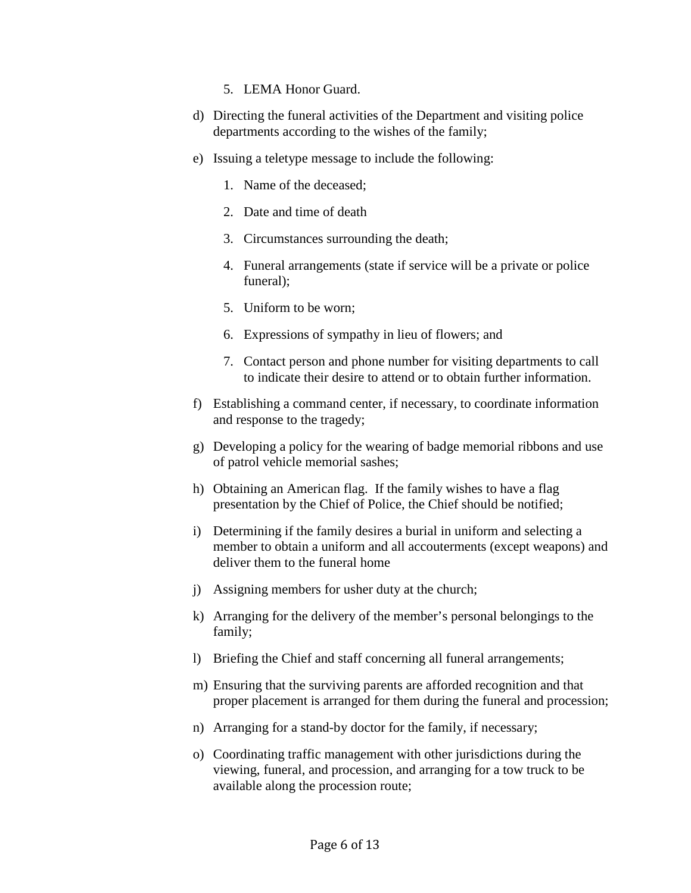5. LEMA Honor Guard.

d) Directing the funeral activities of the Department and visiting police departments according to the wishes of the family;

e) Issuing a teletype message to include the following:

   1. Name of the deceased;
   2. Date and time of death
   3. Circumstances surrounding the death;
   4. Funeral arrangements (state if service will be a private or police funeral);
   5. Uniform to be worn;
   6. Expressions of sympathy in lieu of flowers; and
   7. Contact person and phone number for visiting departments to call to indicate their desire to attend or to obtain further information.

f) Establishing a command center, if necessary, to coordinate information and response to the tragedy;

g) Developing a policy for the wearing of badge memorial ribbons and use of patrol vehicle memorial sashes;

h) Obtaining an American flag. If the family wishes to have a flag presentation by the Chief of Police, the Chief should be notified;

i) Determining if the family desires a burial in uniform and selecting a member to obtain a uniform and all accouterments (except weapons) and deliver them to the funeral home

j) Assigning members for usher duty at the church;

k) Arranging for the delivery of the member's personal belongings to the family;

l) Briefing the Chief and staff concerning all funeral arrangements;

m) Ensuring that the surviving parents are afforded recognition and that proper placement is arranged for them during the funeral and procession;

n) Arranging for a stand-by doctor for the family, if necessary;

o) Coordinating traffic management with other jurisdictions during the viewing, funeral, and procession, and arranging for a tow truck to be available along the procession route;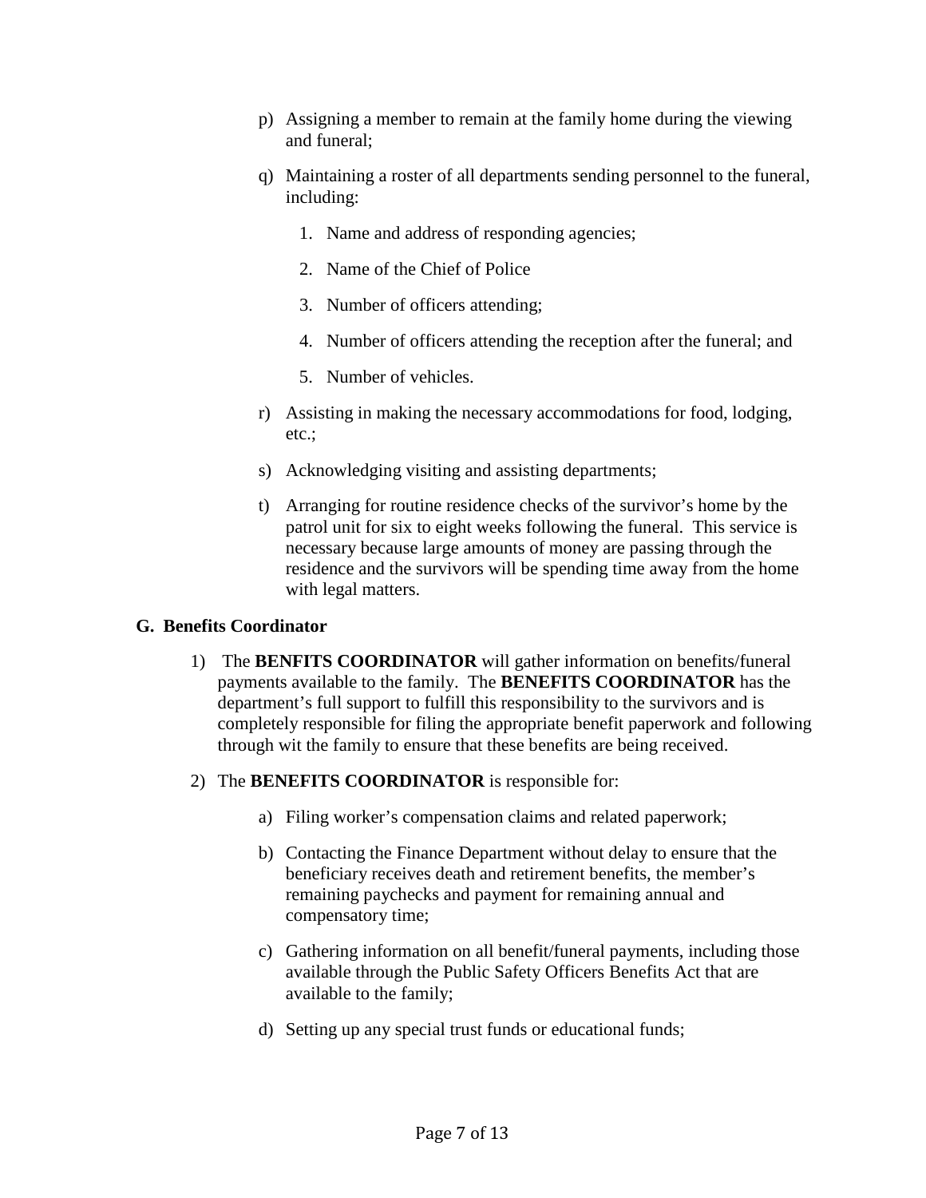p) Assigning a member to remain at the family home during the viewing and funeral;

q) Maintaining a roster of all departments sending personnel to the funeral, including:

1. Name and address of responding agencies;
2. Name of the Chief of Police
3. Number of officers attending;
4. Number of officers attending the reception after the funeral; and
5. Number of vehicles.

r) Assisting in making the necessary accommodations for food, lodging, etc.;

s) Acknowledging visiting and assisting departments;

t) Arranging for routine residence checks of the survivor's home by the patrol unit for six to eight weeks following the funeral. This service is necessary because large amounts of money are passing through the residence and the survivors will be spending time away from the home with legal matters.

**G. Benefits Coordinator**

1) The **BENFITS COORDINATOR** will gather information on benefits/funeral payments available to the family. The **BENEFITS COORDINATOR** has the department's full support to fulfill this responsibility to the survivors and is completely responsible for filing the appropriate benefit paperwork and following through wit the family to ensure that these benefits are being received.

2) The **BENEFITS COORDINATOR** is responsible for:

a) Filing worker's compensation claims and related paperwork;

b) Contacting the Finance Department without delay to ensure that the beneficiary receives death and retirement benefits, the member's remaining paychecks and payment for remaining annual and compensatory time;

c) Gathering information on all benefit/funeral payments, including those available through the Public Safety Officers Benefits Act that are available to the family;

d) Setting up any special trust funds or educational funds;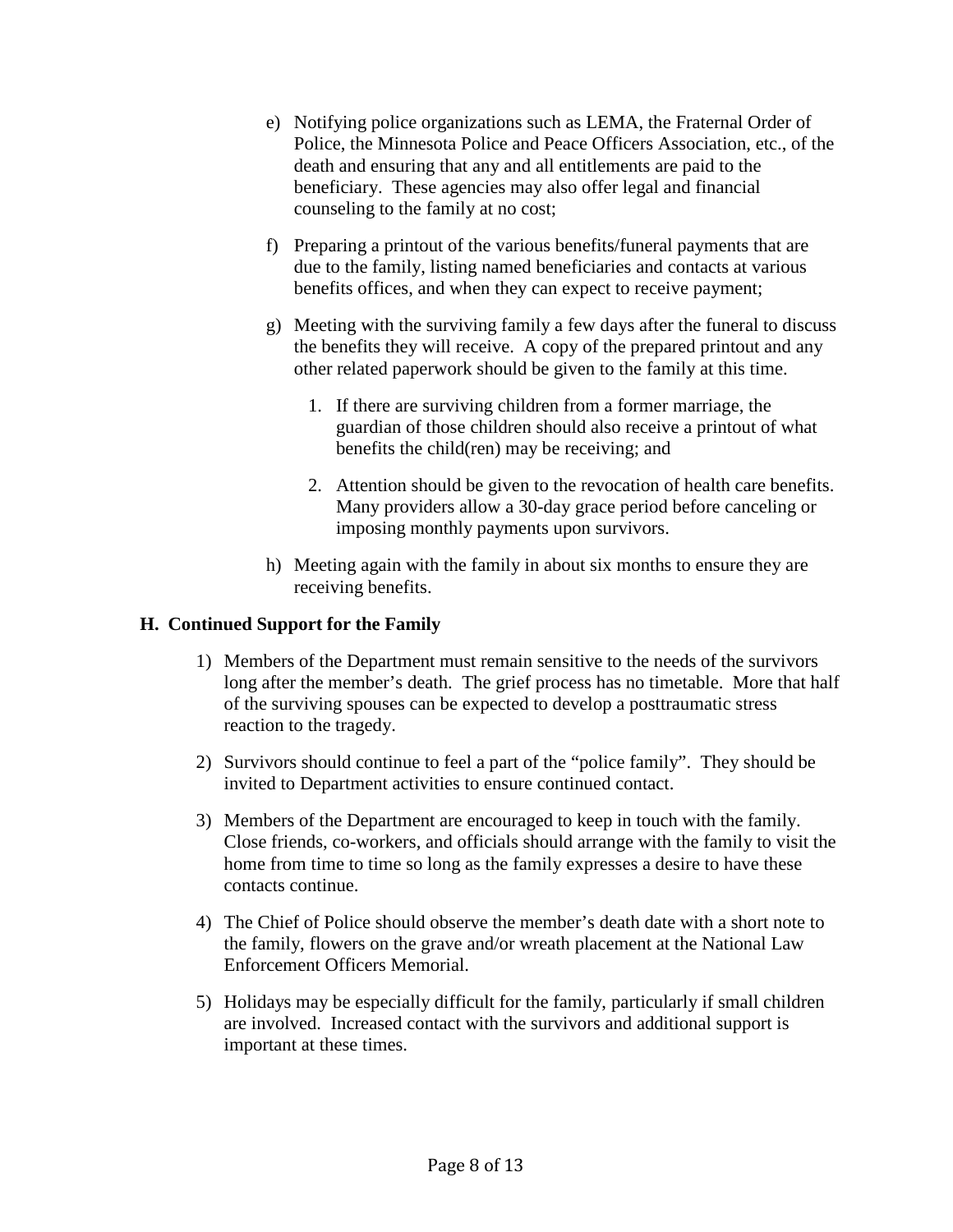e) Notifying police organizations such as LEMA, the Fraternal Order of Police, the Minnesota Police and Peace Officers Association, etc., of the death and ensuring that any and all entitlements are paid to the beneficiary. These agencies may also offer legal and financial counseling to the family at no cost;

f) Preparing a printout of the various benefits/funeral payments that are due to the family, listing named beneficiaries and contacts at various benefits offices, and when they can expect to receive payment;

g) Meeting with the surviving family a few days after the funeral to discuss the benefits they will receive. A copy of the prepared printout and any other related paperwork should be given to the family at this time.

   1. If there are surviving children from a former marriage, the guardian of those children should also receive a printout of what benefits the child(ren) may be receiving; and

   2. Attention should be given to the revocation of health care benefits. Many providers allow a 30-day grace period before canceling or imposing monthly payments upon survivors.

h) Meeting again with the family in about six months to ensure they are receiving benefits.

## H. Continued Support for the Family

1) Members of the Department must remain sensitive to the needs of the survivors long after the member's death. The grief process has no timetable. More that half of the surviving spouses can be expected to develop a posttraumatic stress reaction to the tragedy.

2) Survivors should continue to feel a part of the "police family". They should be invited to Department activities to ensure continued contact.

3) Members of the Department are encouraged to keep in touch with the family. Close friends, co-workers, and officials should arrange with the family to visit the home from time to time so long as the family expresses a desire to have these contacts continue.

4) The Chief of Police should observe the member's death date with a short note to the family, flowers on the grave and/or wreath placement at the National Law Enforcement Officers Memorial.

5) Holidays may be especially difficult for the family, particularly if small children are involved. Increased contact with the survivors and additional support is important at these times.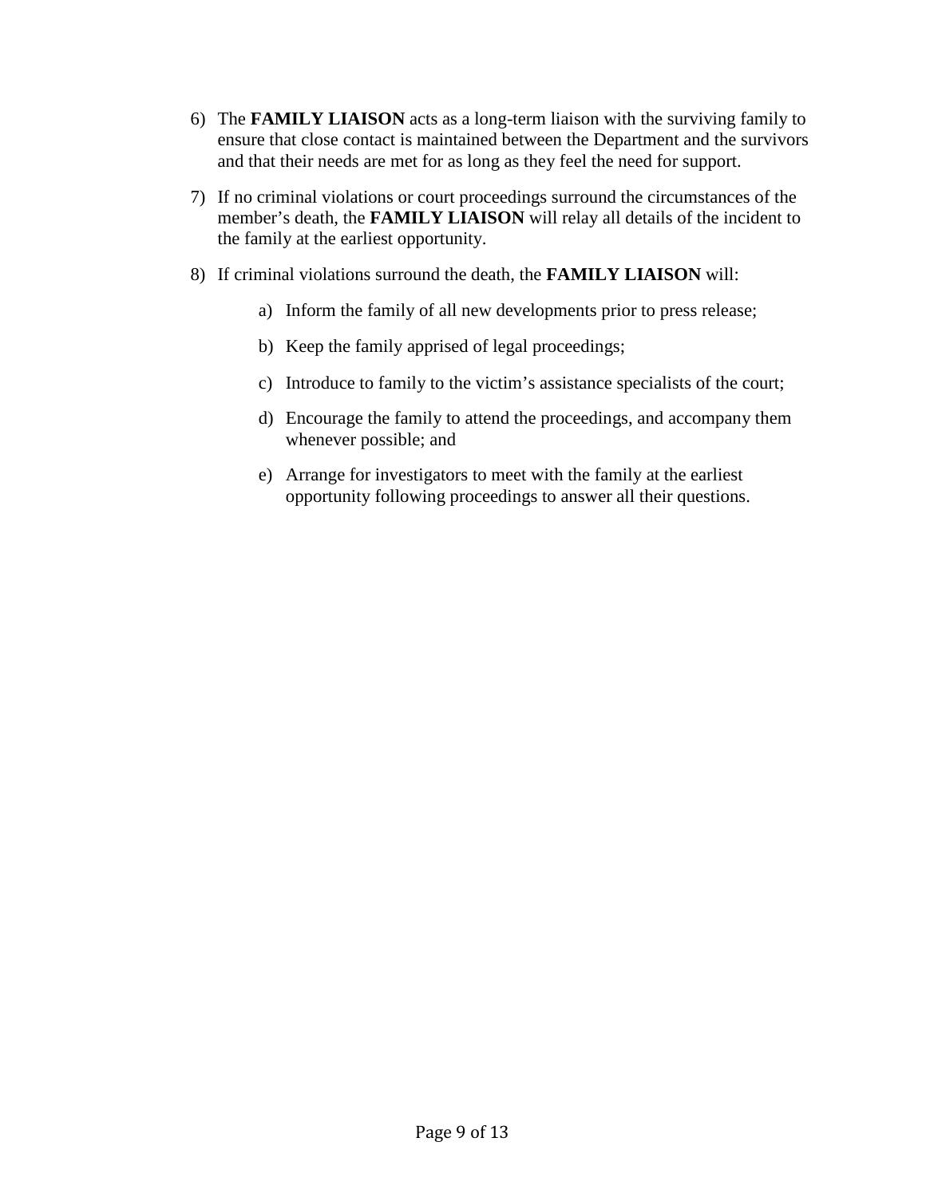6) The **FAMILY LIAISON** acts as a long-term liaison with the surviving family to ensure that close contact is maintained between the Department and the survivors and that their needs are met for as long as they feel the need for support.

7) If no criminal violations or court proceedings surround the circumstances of the member's death, the **FAMILY LIAISON** will relay all details of the incident to the family at the earliest opportunity.

8) If criminal violations surround the death, the **FAMILY LIAISON** will:

   a) Inform the family of all new developments prior to press release;

   b) Keep the family apprised of legal proceedings;

   c) Introduce to family to the victim's assistance specialists of the court;

   d) Encourage the family to attend the proceedings, and accompany them whenever possible; and

   e) Arrange for investigators to meet with the family at the earliest opportunity following proceedings to answer all their questions.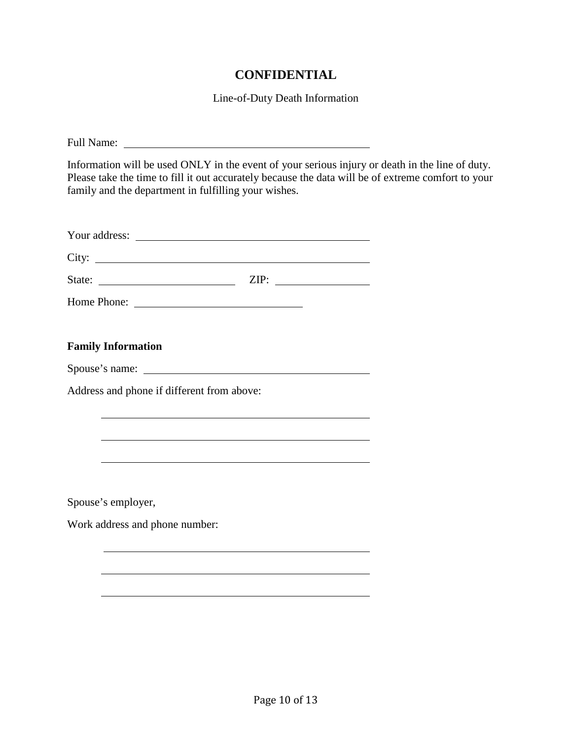# CONFIDENTIAL

Line-of-Duty Death Information

Full Name: ______________________________________________

Information will be used ONLY in the event of your serious injury or death in the line of duty. Please take the time to fill it out accurately because the data will be of extreme comfort to your family and the department in fulfilling your wishes.

Your address: ___________________________________________

City: _________________________________________________

State: _________________________ ZIP: _________________

Home Phone: ____________________________

**Family Information**

Spouse's name: ___________________________________________

Address and phone if different from above:

_________________________________________________

_________________________________________________

_________________________________________________

Spouse's employer,

Work address and phone number:

_________________________________________________

_________________________________________________

_________________________________________________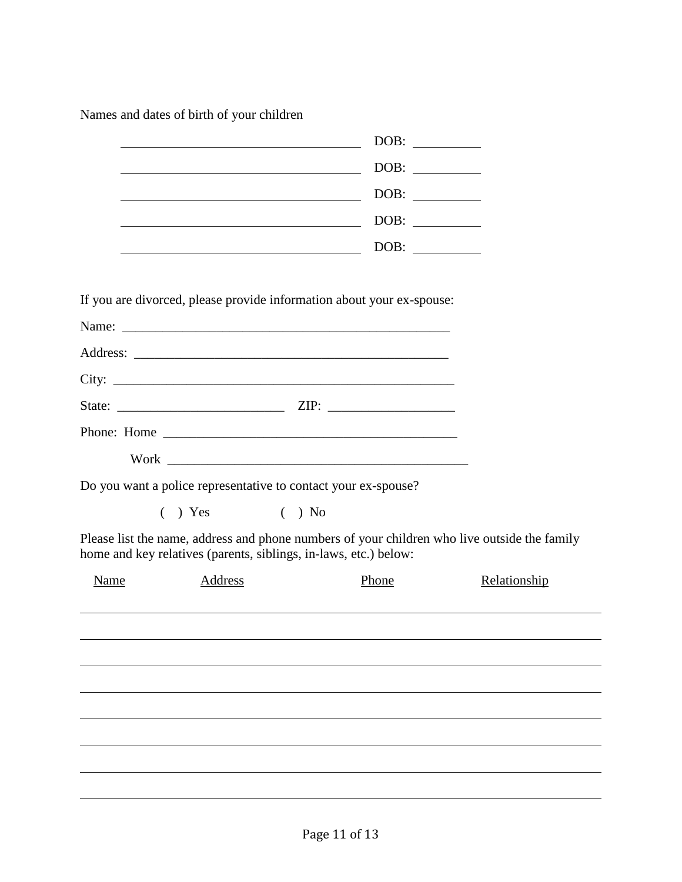Names and dates of birth of your children

| Name | DOB |
|---|---|
| ______________________________ | DOB: __________ |
| ______________________________ | DOB: __________ |
| ______________________________ | DOB: __________ |
| ______________________________ | DOB: __________ |
| ______________________________ | DOB: __________ |

If you are divorced, please provide information about your ex-spouse:

Name: ________________________________________________

Address: ______________________________________________

City: _________________________________________________

State: ________________________ ZIP: __________________

Phone: Home ___________________________________________

Work ___________________________________________

Do you want a police representative to contact your ex-spouse?

( ) Yes ( ) No

Please list the name, address and phone numbers of your children who live outside the family home and key relatives (parents, siblings, in-laws, etc.) below:

| Name | Address | Phone | Relationship |
|---|---|---|---|
| | | | |
| | | | |
| | | | |
| | | | |
| | | | |
| | | | |
| | | | |
| | | | |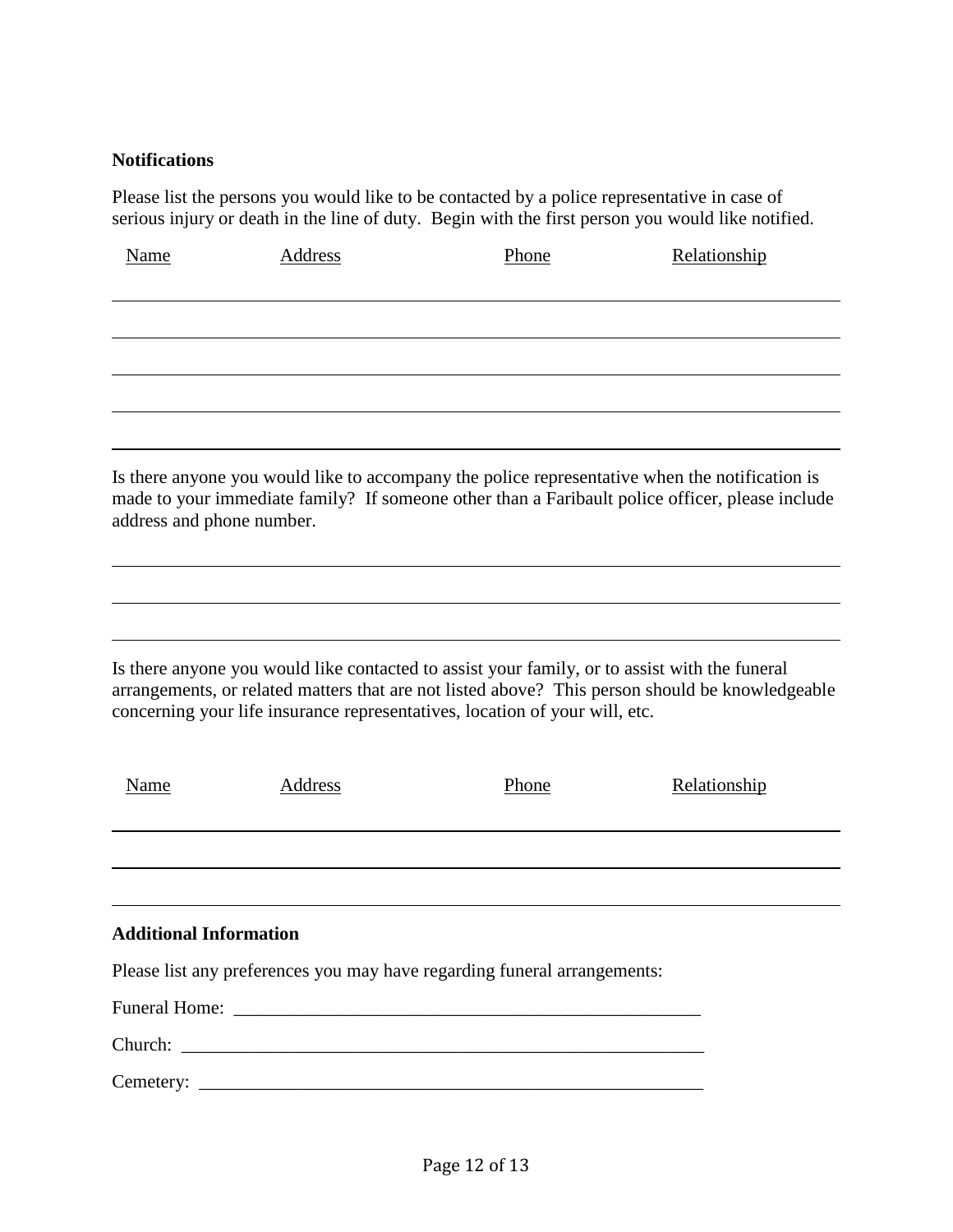**Notifications**

Please list the persons you would like to be contacted by a police representative in case of serious injury or death in the line of duty. Begin with the first person you would like notified.

| Name | Address | Phone | Relationship |
|---|---|---|---|
| | | | |
| | | | |
| | | | |
| | | | |
| | | | |

Is there anyone you would like to accompany the police representative when the notification is made to your immediate family? If someone other than a Faribault police officer, please include address and phone number.

_______________________________________________________________________________

_______________________________________________________________________________

_______________________________________________________________________________

Is there anyone you would like contacted to assist your family, or to assist with the funeral arrangements, or related matters that are not listed above? This person should be knowledgeable concerning your life insurance representatives, location of your will, etc.

| Name | Address | Phone | Relationship |
|---|---|---|---|
| | | | |
| | | | |
| | | | |

**Additional Information**

Please list any preferences you may have regarding funeral arrangements:

Funeral Home: ___________________________________________________

Church: _________________________________________________________

Cemetery: _______________________________________________________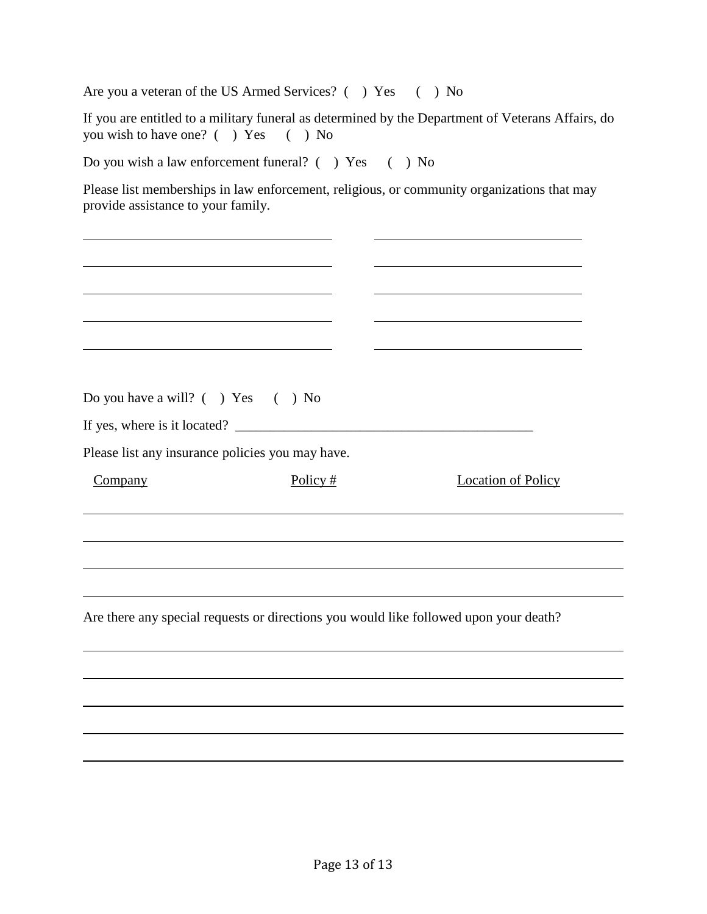Are you a veteran of the US Armed Services? (  ) Yes   (  ) No

If you are entitled to a military funeral as determined by the Department of Veterans Affairs, do you wish to have one? (  ) Yes   (  ) No

Do you wish a law enforcement funeral? (  ) Yes   (  ) No

Please list memberships in law enforcement, religious, or community organizations that may provide assistance to your family.

| | |
|---|---|
| \_\_\_\_\_\_\_\_\_\_\_\_\_\_\_\_\_\_\_\_\_\_\_\_\_\_\_\_\_\_ | \_\_\_\_\_\_\_\_\_\_\_\_\_\_\_\_\_\_\_\_\_\_\_\_\_\_\_\_\_\_ |
| \_\_\_\_\_\_\_\_\_\_\_\_\_\_\_\_\_\_\_\_\_\_\_\_\_\_\_\_\_\_ | \_\_\_\_\_\_\_\_\_\_\_\_\_\_\_\_\_\_\_\_\_\_\_\_\_\_\_\_\_\_ |
| \_\_\_\_\_\_\_\_\_\_\_\_\_\_\_\_\_\_\_\_\_\_\_\_\_\_\_\_\_\_ | \_\_\_\_\_\_\_\_\_\_\_\_\_\_\_\_\_\_\_\_\_\_\_\_\_\_\_\_\_\_ |
| \_\_\_\_\_\_\_\_\_\_\_\_\_\_\_\_\_\_\_\_\_\_\_\_\_\_\_\_\_\_ | \_\_\_\_\_\_\_\_\_\_\_\_\_\_\_\_\_\_\_\_\_\_\_\_\_\_\_\_\_\_ |
| \_\_\_\_\_\_\_\_\_\_\_\_\_\_\_\_\_\_\_\_\_\_\_\_\_\_\_\_\_\_ | \_\_\_\_\_\_\_\_\_\_\_\_\_\_\_\_\_\_\_\_\_\_\_\_\_\_\_\_\_\_ |

Do you have a will? (  ) Yes   (  ) No

If yes, where is it located? \_\_\_\_\_\_\_\_\_\_\_\_\_\_\_\_\_\_\_\_\_\_\_\_\_\_\_\_\_\_\_\_\_\_\_\_\_\_\_\_\_\_\_\_

Please list any insurance policies you may have.

| Company | Policy # | Location of Policy |
|---|---|---|
| | | |
| | | |
| | | |
| | | |

Are there any special requests or directions you would like followed upon your death?

\_\_\_\_\_\_\_\_\_\_\_\_\_\_\_\_\_\_\_\_\_\_\_\_\_\_\_\_\_\_\_\_\_\_\_\_\_\_\_\_\_\_\_\_\_\_\_\_\_\_\_\_\_\_\_\_\_\_\_\_\_\_\_\_\_\_\_\_\_\_\_\_

\_\_\_\_\_\_\_\_\_\_\_\_\_\_\_\_\_\_\_\_\_\_\_\_\_\_\_\_\_\_\_\_\_\_\_\_\_\_\_\_\_\_\_\_\_\_\_\_\_\_\_\_\_\_\_\_\_\_\_\_\_\_\_\_\_\_\_\_\_\_\_\_

\_\_\_\_\_\_\_\_\_\_\_\_\_\_\_\_\_\_\_\_\_\_\_\_\_\_\_\_\_\_\_\_\_\_\_\_\_\_\_\_\_\_\_\_\_\_\_\_\_\_\_\_\_\_\_\_\_\_\_\_\_\_\_\_\_\_\_\_\_\_\_\_

\_\_\_\_\_\_\_\_\_\_\_\_\_\_\_\_\_\_\_\_\_\_\_\_\_\_\_\_\_\_\_\_\_\_\_\_\_\_\_\_\_\_\_\_\_\_\_\_\_\_\_\_\_\_\_\_\_\_\_\_\_\_\_\_\_\_\_\_\_\_\_\_

\_\_\_\_\_\_\_\_\_\_\_\_\_\_\_\_\_\_\_\_\_\_\_\_\_\_\_\_\_\_\_\_\_\_\_\_\_\_\_\_\_\_\_\_\_\_\_\_\_\_\_\_\_\_\_\_\_\_\_\_\_\_\_\_\_\_\_\_\_\_\_\_